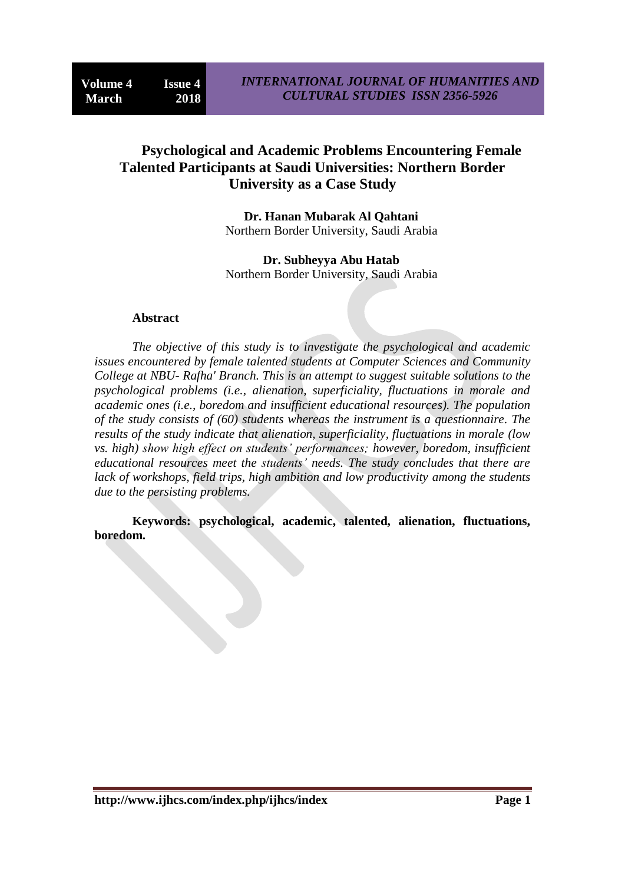# Psychological and Academic Problems Encountering Female Talented Participants at Saudi Universities: Northern Border University as a Case Study

**Dr. Hanan Mubarak Al Qahtani**
Northern Border University, Saudi Arabia

**Dr. Subheyya Abu Hatab**
Northern Border University, Saudi Arabia

## Abstract

*The objective of this study is to investigate the psychological and academic issues encountered by female talented students at Computer Sciences and Community College at NBU- Rafha' Branch. This is an attempt to suggest suitable solutions to the psychological problems (i.e., alienation, superficiality, fluctuations in morale and academic ones (i.e., boredom and insufficient educational resources). The population of the study consists of (60) students whereas the instrument is a questionnaire. The results of the study indicate that alienation, superficiality, fluctuations in morale (low vs. high) show high effect on students' performances; however, boredom, insufficient educational resources meet the students' needs. The study concludes that there are lack of workshops, field trips, high ambition and low productivity among the students due to the persisting problems.*

**Keywords: psychological, academic, talented, alienation, fluctuations, boredom.**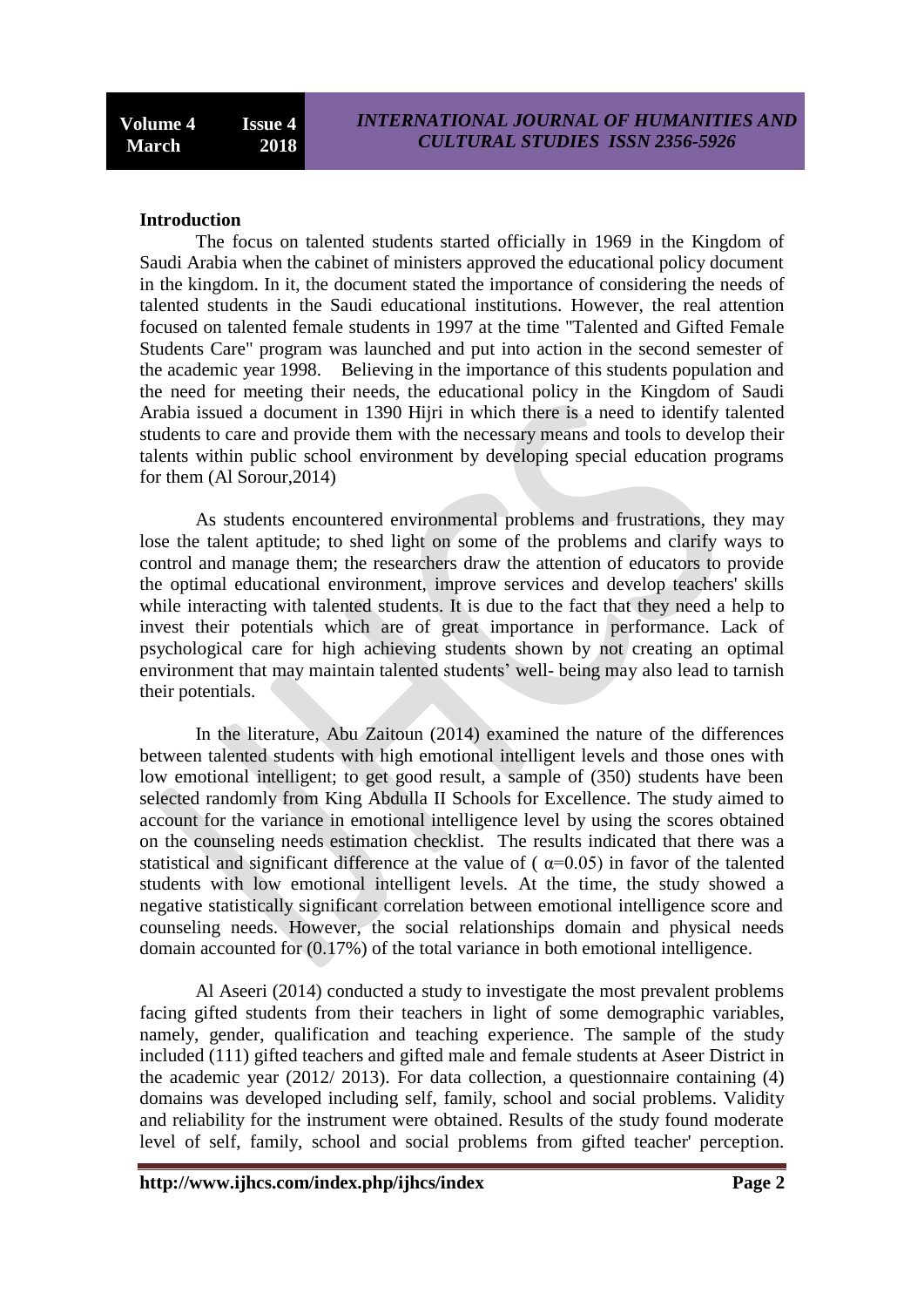**Introduction**

The focus on talented students started officially in 1969 in the Kingdom of Saudi Arabia when the cabinet of ministers approved the educational policy document in the kingdom. In it, the document stated the importance of considering the needs of talented students in the Saudi educational institutions. However, the real attention focused on talented female students in 1997 at the time "Talented and Gifted Female Students Care" program was launched and put into action in the second semester of the academic year 1998. Believing in the importance of this students population and the need for meeting their needs, the educational policy in the Kingdom of Saudi Arabia issued a document in 1390 Hijri in which there is a need to identify talented students to care and provide them with the necessary means and tools to develop their talents within public school environment by developing special education programs for them (Al Sorour,2014)

As students encountered environmental problems and frustrations, they may lose the talent aptitude; to shed light on some of the problems and clarify ways to control and manage them; the researchers draw the attention of educators to provide the optimal educational environment, improve services and develop teachers' skills while interacting with talented students. It is due to the fact that they need a help to invest their potentials which are of great importance in performance. Lack of psychological care for high achieving students shown by not creating an optimal environment that may maintain talented students' well- being may also lead to tarnish their potentials.

In the literature, Abu Zaitoun (2014) examined the nature of the differences between talented students with high emotional intelligent levels and those ones with low emotional intelligent; to get good result, a sample of (350) students have been selected randomly from King Abdulla II Schools for Excellence. The study aimed to account for the variance in emotional intelligence level by using the scores obtained on the counseling needs estimation checklist. The results indicated that there was a statistical and significant difference at the value of ( $\alpha=0.05$) in favor of the talented students with low emotional intelligent levels. At the time, the study showed a negative statistically significant correlation between emotional intelligence score and counseling needs. However, the social relationships domain and physical needs domain accounted for (0.17%) of the total variance in both emotional intelligence.

Al Aseeri (2014) conducted a study to investigate the most prevalent problems facing gifted students from their teachers in light of some demographic variables, namely, gender, qualification and teaching experience. The sample of the study included (111) gifted teachers and gifted male and female students at Aseer District in the academic year (2012/ 2013). For data collection, a questionnaire containing (4) domains was developed including self, family, school and social problems. Validity and reliability for the instrument were obtained. Results of the study found moderate level of self, family, school and social problems from gifted teacher' perception.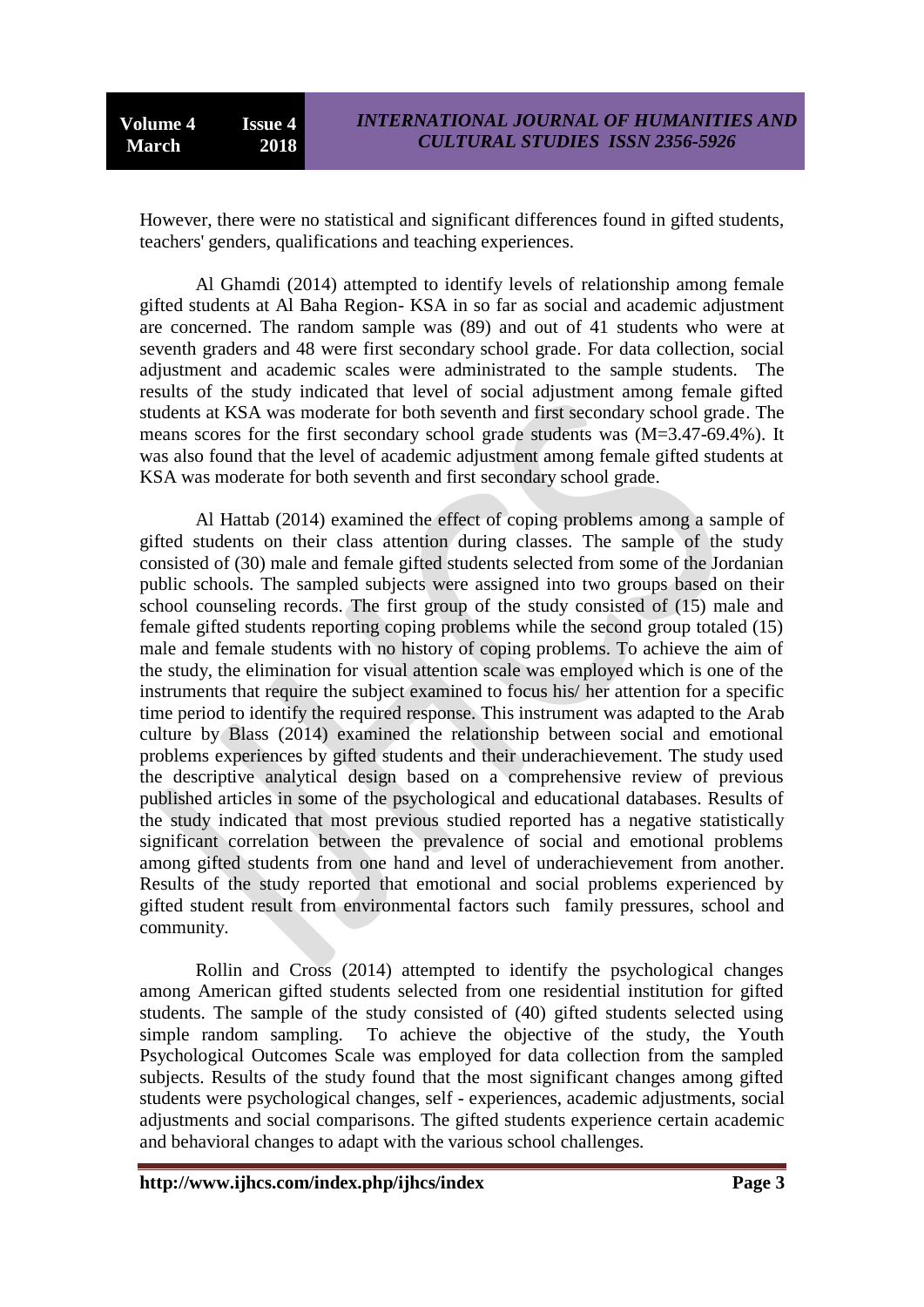However, there were no statistical and significant differences found in gifted students, teachers' genders, qualifications and teaching experiences.

Al Ghamdi (2014) attempted to identify levels of relationship among female gifted students at Al Baha Region- KSA in so far as social and academic adjustment are concerned. The random sample was (89) and out of 41 students who were at seventh graders and 48 were first secondary school grade. For data collection, social adjustment and academic scales were administrated to the sample students. The results of the study indicated that level of social adjustment among female gifted students at KSA was moderate for both seventh and first secondary school grade. The means scores for the first secondary school grade students was (M=3.47-69.4%). It was also found that the level of academic adjustment among female gifted students at KSA was moderate for both seventh and first secondary school grade.

Al Hattab (2014) examined the effect of coping problems among a sample of gifted students on their class attention during classes. The sample of the study consisted of (30) male and female gifted students selected from some of the Jordanian public schools. The sampled subjects were assigned into two groups based on their school counseling records. The first group of the study consisted of (15) male and female gifted students reporting coping problems while the second group totaled (15) male and female students with no history of coping problems. To achieve the aim of the study, the elimination for visual attention scale was employed which is one of the instruments that require the subject examined to focus his/ her attention for a specific time period to identify the required response. This instrument was adapted to the Arab culture by Blass (2014) examined the relationship between social and emotional problems experiences by gifted students and their underachievement. The study used the descriptive analytical design based on a comprehensive review of previous published articles in some of the psychological and educational databases. Results of the study indicated that most previous studied reported has a negative statistically significant correlation between the prevalence of social and emotional problems among gifted students from one hand and level of underachievement from another. Results of the study reported that emotional and social problems experienced by gifted student result from environmental factors such family pressures, school and community.

Rollin and Cross (2014) attempted to identify the psychological changes among American gifted students selected from one residential institution for gifted students. The sample of the study consisted of (40) gifted students selected using simple random sampling. To achieve the objective of the study, the Youth Psychological Outcomes Scale was employed for data collection from the sampled subjects. Results of the study found that the most significant changes among gifted students were psychological changes, self - experiences, academic adjustments, social adjustments and social comparisons. The gifted students experience certain academic and behavioral changes to adapt with the various school challenges.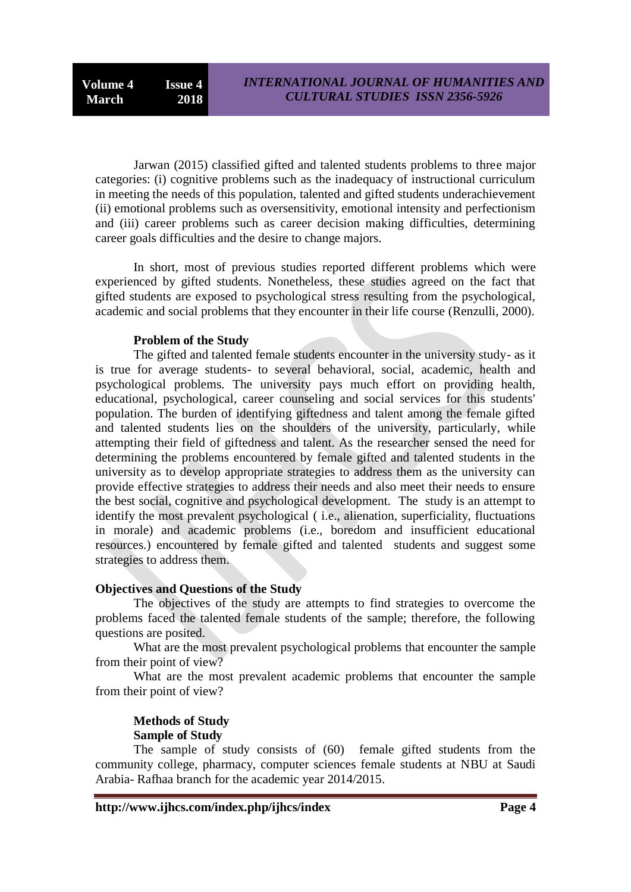Jarwan (2015) classified gifted and talented students problems to three major categories: (i) cognitive problems such as the inadequacy of instructional curriculum in meeting the needs of this population, talented and gifted students underachievement (ii) emotional problems such as oversensitivity, emotional intensity and perfectionism and (iii) career problems such as career decision making difficulties, determining career goals difficulties and the desire to change majors.

In short, most of previous studies reported different problems which were experienced by gifted students. Nonetheless, these studies agreed on the fact that gifted students are exposed to psychological stress resulting from the psychological, academic and social problems that they encounter in their life course (Renzulli, 2000).

### Problem of the Study

The gifted and talented female students encounter in the university study- as it is true for average students- to several behavioral, social, academic, health and psychological problems. The university pays much effort on providing health, educational, psychological, career counseling and social services for this students' population. The burden of identifying giftedness and talent among the female gifted and talented students lies on the shoulders of the university, particularly, while attempting their field of giftedness and talent. As the researcher sensed the need for determining the problems encountered by female gifted and talented students in the university as to develop appropriate strategies to address them as the university can provide effective strategies to address their needs and also meet their needs to ensure the best social, cognitive and psychological development. The study is an attempt to identify the most prevalent psychological ( i.e., alienation, superficiality, fluctuations in morale) and academic problems (i.e., boredom and insufficient educational resources.) encountered by female gifted and talented students and suggest some strategies to address them.

### Objectives and Questions of the Study

The objectives of the study are attempts to find strategies to overcome the problems faced the talented female students of the sample; therefore, the following questions are posited.

What are the most prevalent psychological problems that encounter the sample from their point of view?

What are the most prevalent academic problems that encounter the sample from their point of view?

### Methods of Study

#### Sample of Study

The sample of study consists of (60) female gifted students from the community college, pharmacy, computer sciences female students at NBU at Saudi Arabia- Rafhaa branch for the academic year 2014/2015.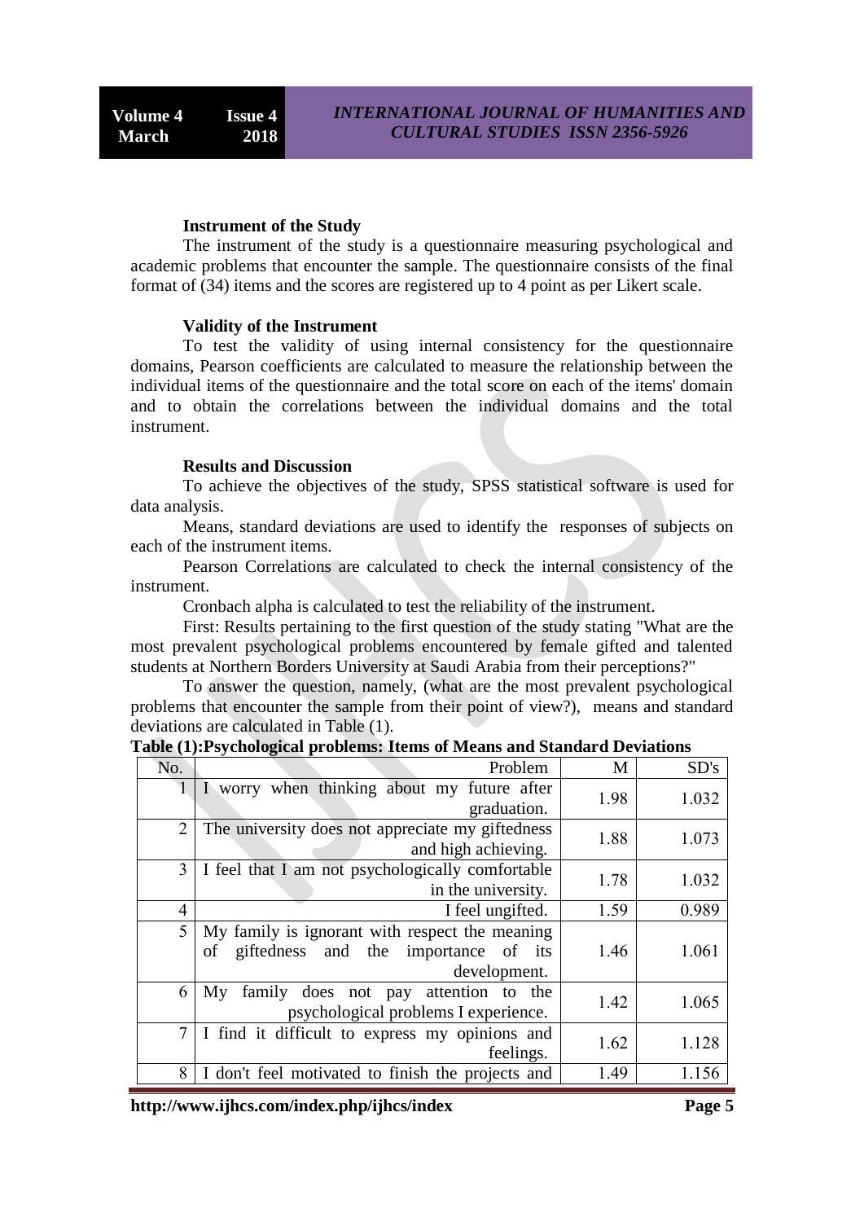### Instrument of the Study

The instrument of the study is a questionnaire measuring psychological and academic problems that encounter the sample. The questionnaire consists of the final format of (34) items and the scores are registered up to 4 point as per Likert scale.

### Validity of the Instrument

To test the validity of using internal consistency for the questionnaire domains, Pearson coefficients are calculated to measure the relationship between the individual items of the questionnaire and the total score on each of the items' domain and to obtain the correlations between the individual domains and the total instrument.

### Results and Discussion

To achieve the objectives of the study, SPSS statistical software is used for data analysis.

Means, standard deviations are used to identify the responses of subjects on each of the instrument items.

Pearson Correlations are calculated to check the internal consistency of the instrument.

Cronbach alpha is calculated to test the reliability of the instrument.

First: Results pertaining to the first question of the study stating "What are the most prevalent psychological problems encountered by female gifted and talented students at Northern Borders University at Saudi Arabia from their perceptions?"

To answer the question, namely, (what are the most prevalent psychological problems that encounter the sample from their point of view?), means and standard deviations are calculated in Table (1).

**Table (1):Psychological problems: Items of Means and Standard Deviations**

| No. | Problem | M | SD's |
|---|---|---|---|
| 1 | I worry when thinking about my future after graduation. | 1.98 | 1.032 |
| 2 | The university does not appreciate my giftedness and high achieving. | 1.88 | 1.073 |
| 3 | I feel that I am not psychologically comfortable in the university. | 1.78 | 1.032 |
| 4 | I feel ungifted. | 1.59 | 0.989 |
| 5 | My family is ignorant with respect the meaning of giftedness and the importance of its development. | 1.46 | 1.061 |
| 6 | My family does not pay attention to the psychological problems I experience. | 1.42 | 1.065 |
| 7 | I find it difficult to express my opinions and feelings. | 1.62 | 1.128 |
| 8 | I don't feel motivated to finish the projects and | 1.49 | 1.156 |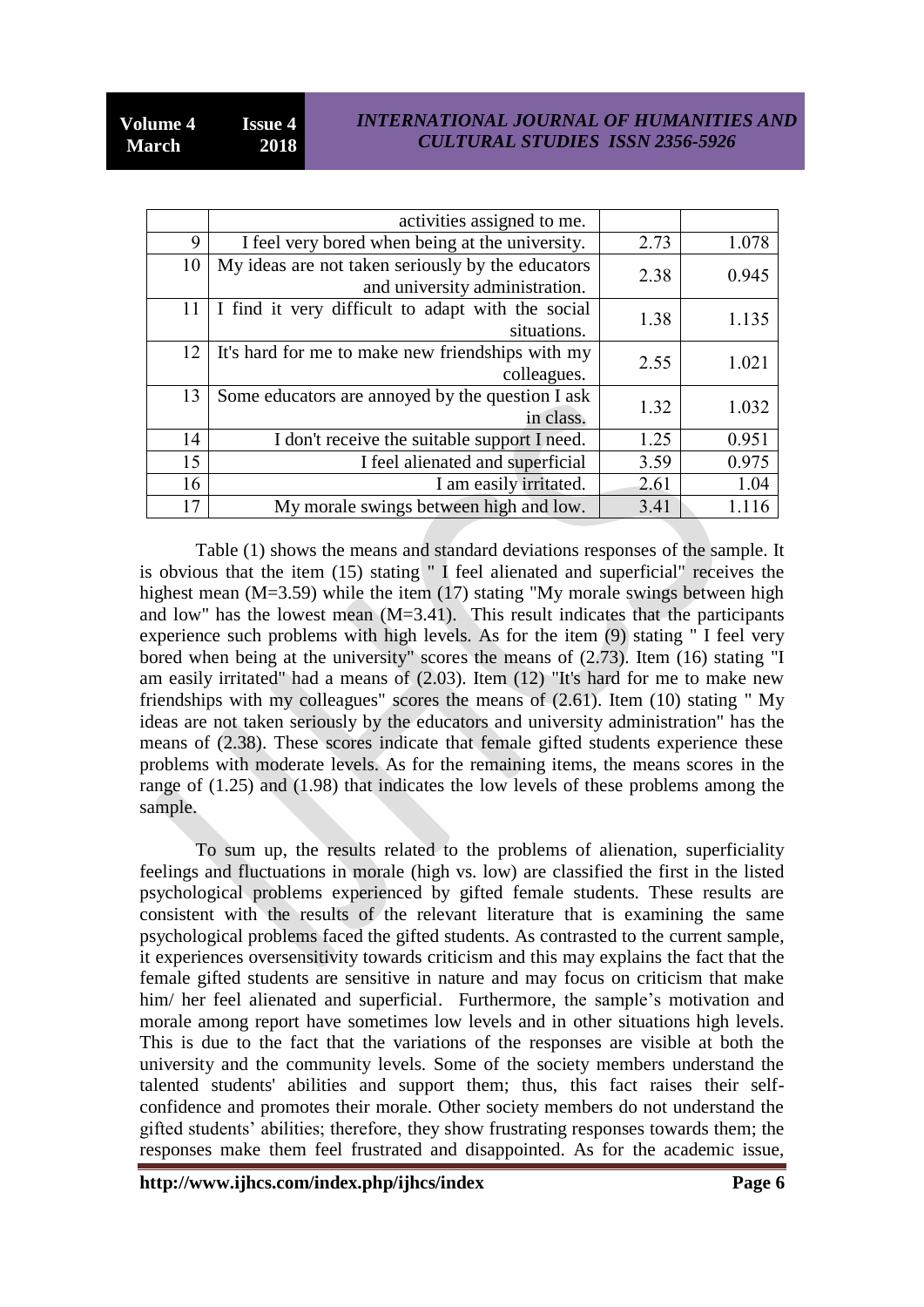|  |  |  |  |
|---|---|---|---|
|  | activities assigned to me. |  |  |
| 9 | I feel very bored when being at the university. | 2.73 | 1.078 |
| 10 | My ideas are not taken seriously by the educators and university administration. | 2.38 | 0.945 |
| 11 | I find it very difficult to adapt with the social situations. | 1.38 | 1.135 |
| 12 | It's hard for me to make new friendships with my colleagues. | 2.55 | 1.021 |
| 13 | Some educators are annoyed by the question I ask in class. | 1.32 | 1.032 |
| 14 | I don't receive the suitable support I need. | 1.25 | 0.951 |
| 15 | I feel alienated and superficial | 3.59 | 0.975 |
| 16 | I am easily irritated. | 2.61 | 1.04 |
| 17 | My morale swings between high and low. | 3.41 | 1.116 |

Table (1) shows the means and standard deviations responses of the sample. It is obvious that the item (15) stating " I feel alienated and superficial" receives the highest mean (M=3.59) while the item (17) stating "My morale swings between high and low" has the lowest mean (M=3.41). This result indicates that the participants experience such problems with high levels. As for the item (9) stating " I feel very bored when being at the university" scores the means of (2.73). Item (16) stating "I am easily irritated" had a means of (2.03). Item (12) "It's hard for me to make new friendships with my colleagues" scores the means of (2.61). Item (10) stating " My ideas are not taken seriously by the educators and university administration" has the means of (2.38). These scores indicate that female gifted students experience these problems with moderate levels. As for the remaining items, the means scores in the range of (1.25) and (1.98) that indicates the low levels of these problems among the sample.

To sum up, the results related to the problems of alienation, superficiality feelings and fluctuations in morale (high vs. low) are classified the first in the listed psychological problems experienced by gifted female students. These results are consistent with the results of the relevant literature that is examining the same psychological problems faced the gifted students. As contrasted to the current sample, it experiences oversensitivity towards criticism and this may explains the fact that the female gifted students are sensitive in nature and may focus on criticism that make him/ her feel alienated and superficial. Furthermore, the sample's motivation and morale among report have sometimes low levels and in other situations high levels. This is due to the fact that the variations of the responses are visible at both the university and the community levels. Some of the society members understand the talented students' abilities and support them; thus, this fact raises their self-confidence and promotes their morale. Other society members do not understand the gifted students' abilities; therefore, they show frustrating responses towards them; the responses make them feel frustrated and disappointed. As for the academic issue,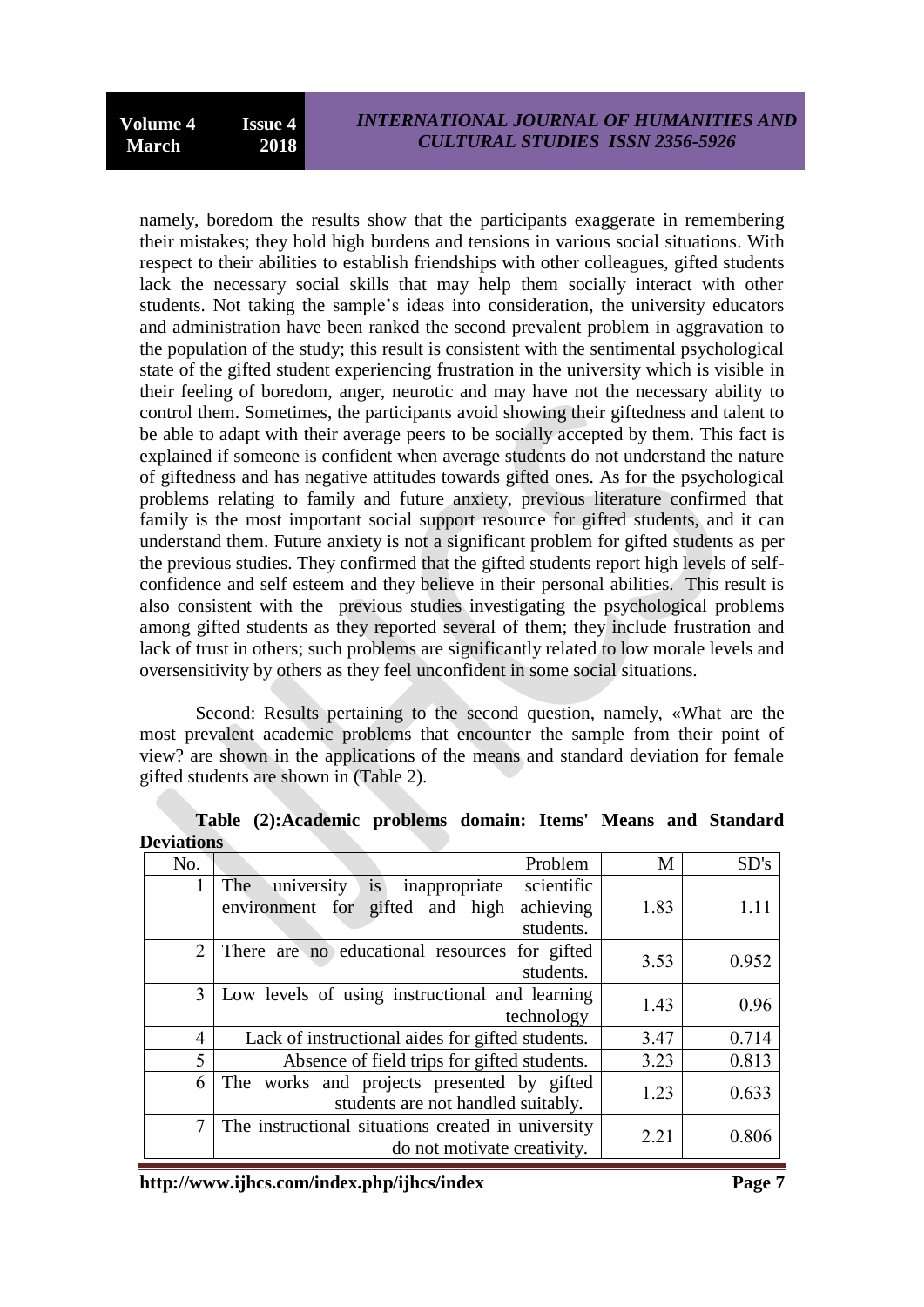namely, boredom the results show that the participants exaggerate in remembering their mistakes; they hold high burdens and tensions in various social situations. With respect to their abilities to establish friendships with other colleagues, gifted students lack the necessary social skills that may help them socially interact with other students. Not taking the sample's ideas into consideration, the university educators and administration have been ranked the second prevalent problem in aggravation to the population of the study; this result is consistent with the sentimental psychological state of the gifted student experiencing frustration in the university which is visible in their feeling of boredom, anger, neurotic and may have not the necessary ability to control them. Sometimes, the participants avoid showing their giftedness and talent to be able to adapt with their average peers to be socially accepted by them. This fact is explained if someone is confident when average students do not understand the nature of giftedness and has negative attitudes towards gifted ones. As for the psychological problems relating to family and future anxiety, previous literature confirmed that family is the most important social support resource for gifted students, and it can understand them. Future anxiety is not a significant problem for gifted students as per the previous studies. They confirmed that the gifted students report high levels of self-confidence and self esteem and they believe in their personal abilities. This result is also consistent with the previous studies investigating the psychological problems among gifted students as they reported several of them; they include frustration and lack of trust in others; such problems are significantly related to low morale levels and oversensitivity by others as they feel unconfident in some social situations.

Second: Results pertaining to the second question, namely, «What are the most prevalent academic problems that encounter the sample from their point of view? are shown in the applications of the means and standard deviation for female gifted students are shown in (Table 2).

**Table (2):Academic problems domain: Items' Means and Standard Deviations**

| No. | Problem | M | SD's |
|---|---|---|---|
| 1 | The university is inappropriate scientific environment for gifted and high achieving students. | 1.83 | 1.11 |
| 2 | There are no educational resources for gifted students. | 3.53 | 0.952 |
| 3 | Low levels of using instructional and learning technology | 1.43 | 0.96 |
| 4 | Lack of instructional aides for gifted students. | 3.47 | 0.714 |
| 5 | Absence of field trips for gifted students. | 3.23 | 0.813 |
| 6 | The works and projects presented by gifted students are not handled suitably. | 1.23 | 0.633 |
| 7 | The instructional situations created in university do not motivate creativity. | 2.21 | 0.806 |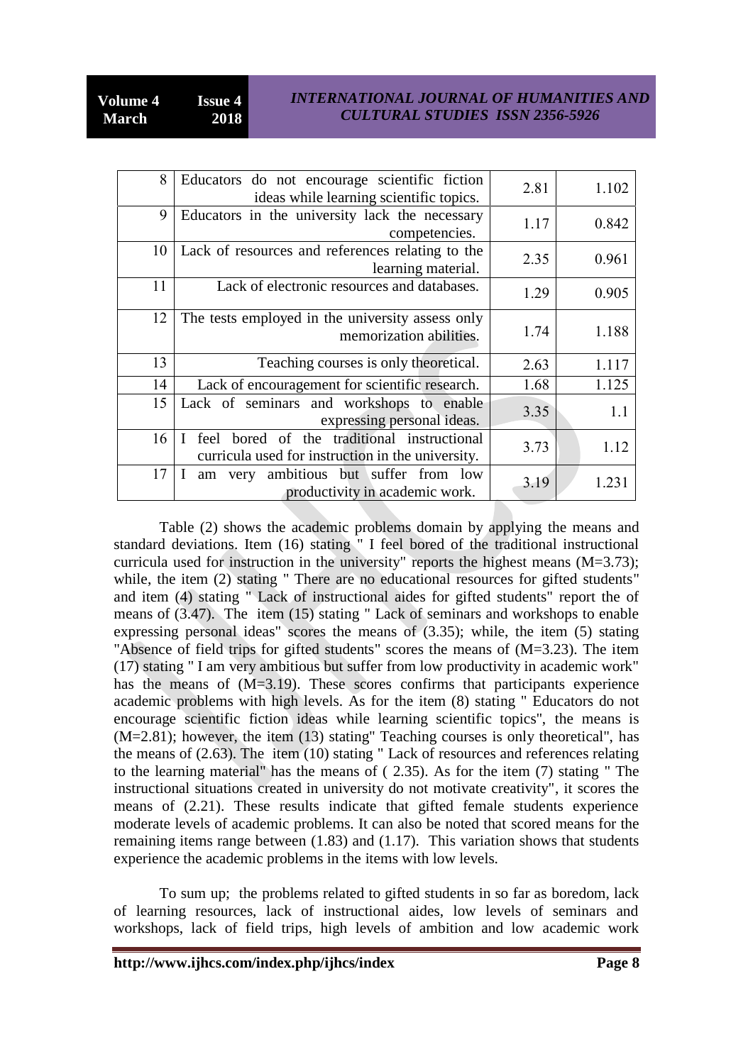| | | | |
|---|---|---|---|
| 8 | Educators do not encourage scientific fiction ideas while learning scientific topics. | 2.81 | 1.102 |
| 9 | Educators in the university lack the necessary competencies. | 1.17 | 0.842 |
| 10 | Lack of resources and references relating to the learning material. | 2.35 | 0.961 |
| 11 | Lack of electronic resources and databases. | 1.29 | 0.905 |
| 12 | The tests employed in the university assess only memorization abilities. | 1.74 | 1.188 |
| 13 | Teaching courses is only theoretical. | 2.63 | 1.117 |
| 14 | Lack of encouragement for scientific research. | 1.68 | 1.125 |
| 15 | Lack of seminars and workshops to enable expressing personal ideas. | 3.35 | 1.1 |
| 16 | I feel bored of the traditional instructional curricula used for instruction in the university. | 3.73 | 1.12 |
| 17 | I am very ambitious but suffer from low productivity in academic work. | 3.19 | 1.231 |

Table (2) shows the academic problems domain by applying the means and standard deviations. Item (16) stating " I feel bored of the traditional instructional curricula used for instruction in the university" reports the highest means (M=3.73); while, the item (2) stating " There are no educational resources for gifted students" and item (4) stating " Lack of instructional aides for gifted students" report the of means of (3.47). The item (15) stating " Lack of seminars and workshops to enable expressing personal ideas" scores the means of (3.35); while, the item (5) stating "Absence of field trips for gifted students" scores the means of (M=3.23). The item (17) stating " I am very ambitious but suffer from low productivity in academic work" has the means of (M=3.19). These scores confirms that participants experience academic problems with high levels. As for the item (8) stating " Educators do not encourage scientific fiction ideas while learning scientific topics", the means is (M=2.81); however, the item (13) stating" Teaching courses is only theoretical", has the means of (2.63). The item (10) stating " Lack of resources and references relating to the learning material" has the means of ( 2.35). As for the item (7) stating " The instructional situations created in university do not motivate creativity", it scores the means of (2.21). These results indicate that gifted female students experience moderate levels of academic problems. It can also be noted that scored means for the remaining items range between (1.83) and (1.17). This variation shows that students experience the academic problems in the items with low levels.

To sum up; the problems related to gifted students in so far as boredom, lack of learning resources, lack of instructional aides, low levels of seminars and workshops, lack of field trips, high levels of ambition and low academic work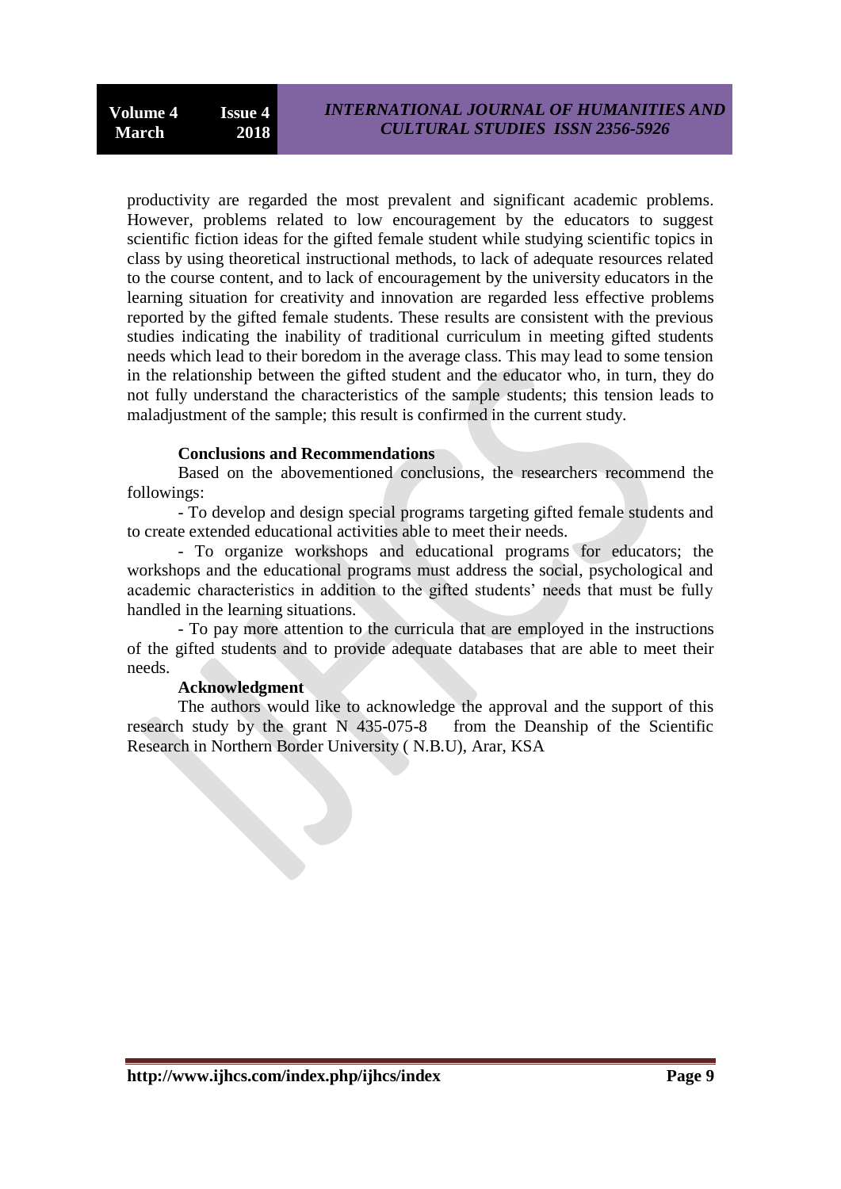productivity are regarded the most prevalent and significant academic problems. However, problems related to low encouragement by the educators to suggest scientific fiction ideas for the gifted female student while studying scientific topics in class by using theoretical instructional methods, to lack of adequate resources related to the course content, and to lack of encouragement by the university educators in the learning situation for creativity and innovation are regarded less effective problems reported by the gifted female students. These results are consistent with the previous studies indicating the inability of traditional curriculum in meeting gifted students needs which lead to their boredom in the average class. This may lead to some tension in the relationship between the gifted student and the educator who, in turn, they do not fully understand the characteristics of the sample students; this tension leads to maladjustment of the sample; this result is confirmed in the current study.

**Conclusions and Recommendations**

Based on the abovementioned conclusions, the researchers recommend the followings:

- To develop and design special programs targeting gifted female students and to create extended educational activities able to meet their needs.
- To organize workshops and educational programs for educators; the workshops and the educational programs must address the social, psychological and academic characteristics in addition to the gifted students' needs that must be fully handled in the learning situations.
- To pay more attention to the curricula that are employed in the instructions of the gifted students and to provide adequate databases that are able to meet their needs.

**Acknowledgment**

The authors would like to acknowledge the approval and the support of this research study by the grant N 435-075-8 from the Deanship of the Scientific Research in Northern Border University ( N.B.U), Arar, KSA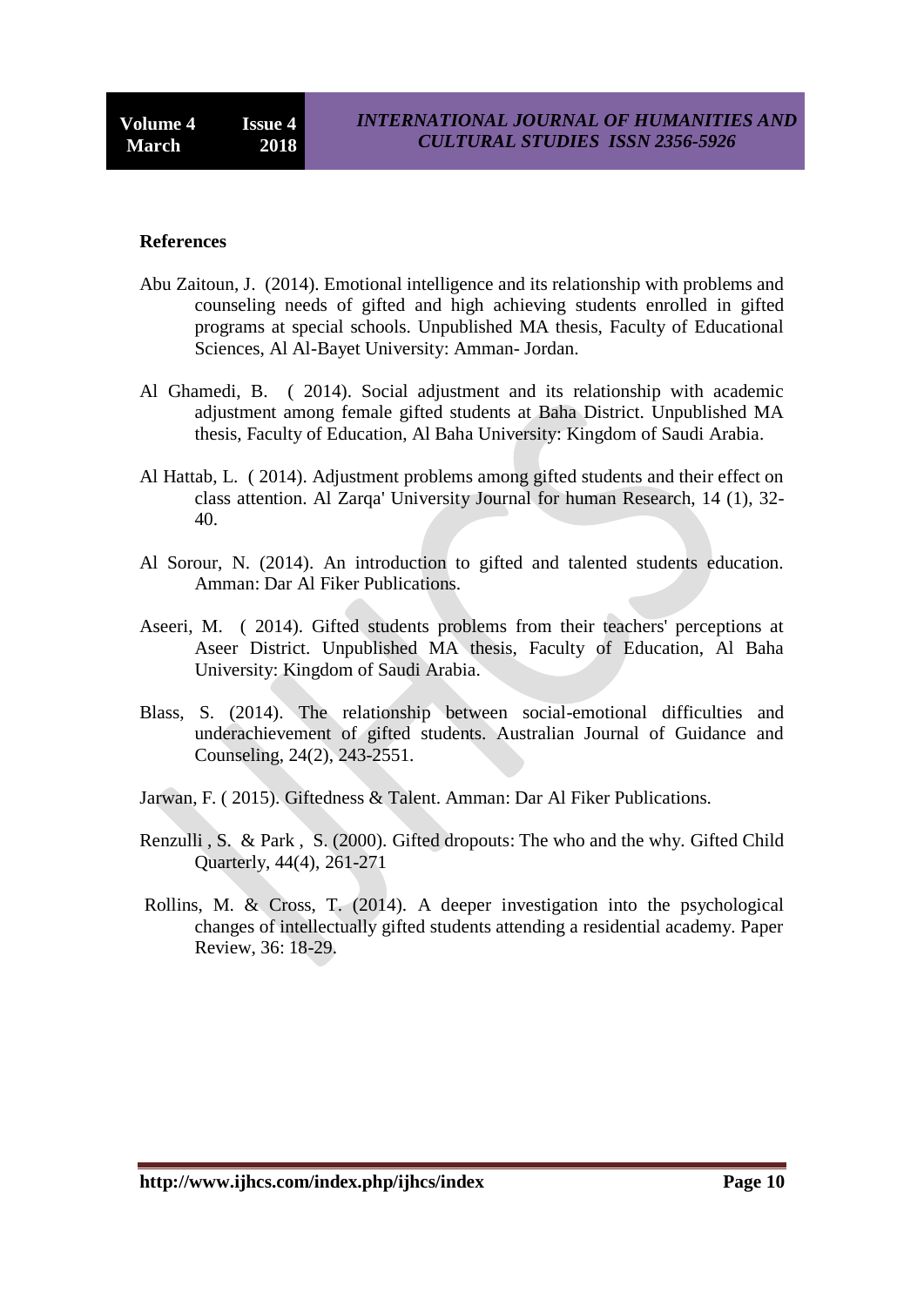**References**

Abu Zaitoun, J. (2014). Emotional intelligence and its relationship with problems and counseling needs of gifted and high achieving students enrolled in gifted programs at special schools. Unpublished MA thesis, Faculty of Educational Sciences, Al Al-Bayet University: Amman- Jordan.

Al Ghamedi, B. ( 2014). Social adjustment and its relationship with academic adjustment among female gifted students at Baha District. Unpublished MA thesis, Faculty of Education, Al Baha University: Kingdom of Saudi Arabia.

Al Hattab, L. ( 2014). Adjustment problems among gifted students and their effect on class attention. Al Zarqa' University Journal for human Research, 14 (1), 32-40.

Al Sorour, N. (2014). An introduction to gifted and talented students education. Amman: Dar Al Fiker Publications.

Aseeri, M. ( 2014). Gifted students problems from their teachers' perceptions at Aseer District. Unpublished MA thesis, Faculty of Education, Al Baha University: Kingdom of Saudi Arabia.

Blass, S. (2014). The relationship between social-emotional difficulties and underachievement of gifted students. Australian Journal of Guidance and Counseling, 24(2), 243-2551.

Jarwan, F. ( 2015). Giftedness & Talent. Amman: Dar Al Fiker Publications.

Renzulli , S. & Park , S. (2000). Gifted dropouts: The who and the why. Gifted Child Quarterly, 44(4), 261-271

Rollins, M. & Cross, T. (2014). A deeper investigation into the psychological changes of intellectually gifted students attending a residential academy. Paper Review, 36: 18-29.